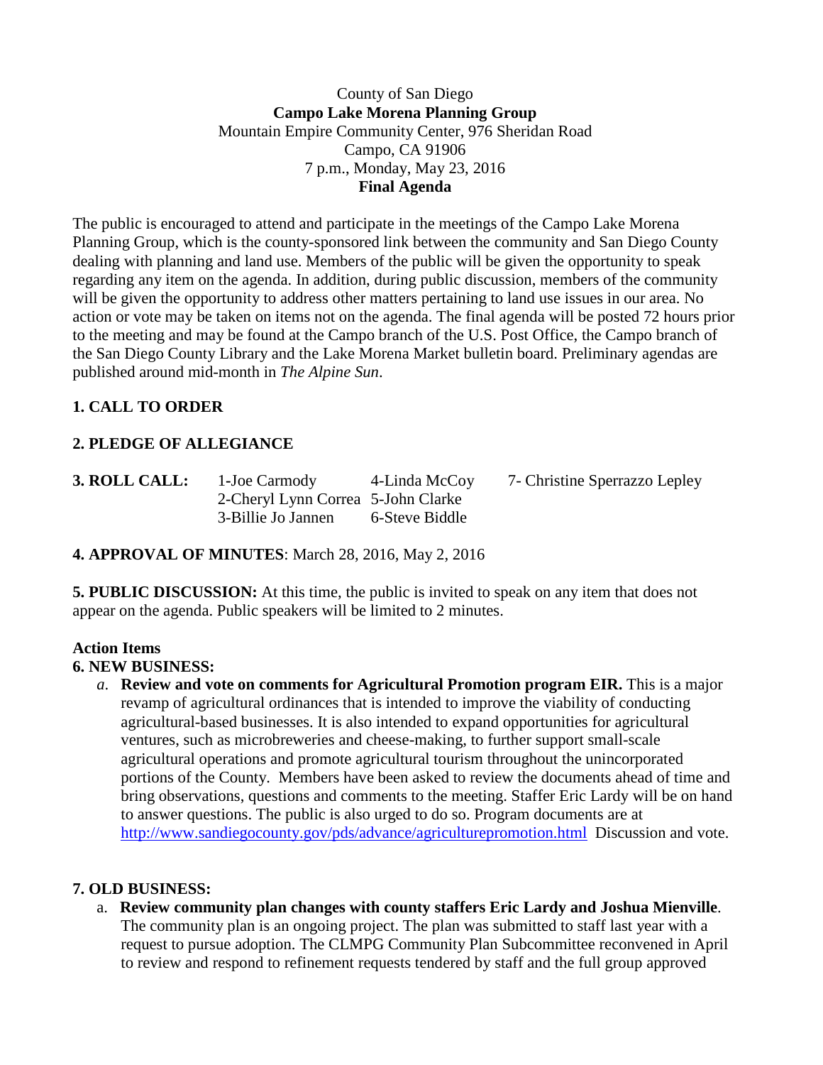County of San Diego

**Campo Lake Morena Planning Group**

Mountain Empire Community Center, 976 Sheridan Road

Campo, CA 91906

7 p.m., Monday, May 23, 2016

**Final Agenda**

The public is encouraged to attend and participate in the meetings of the Campo Lake Morena Planning Group, which is the county-sponsored link between the community and San Diego County dealing with planning and land use. Members of the public will be given the opportunity to speak regarding any item on the agenda. In addition, during public discussion, members of the community will be given the opportunity to address other matters pertaining to land use issues in our area. No action or vote may be taken on items not on the agenda. The final agenda will be posted 72 hours prior to the meeting and may be found at the Campo branch of the U.S. Post Office, the Campo branch of the San Diego County Library and the Lake Morena Market bulletin board. Preliminary agendas are published around mid-month in *The Alpine Sun*.

**1. CALL TO ORDER**

**2. PLEDGE OF ALLEGIANCE**

**3. ROLL CALL:**

| | | |
|---|---|---|
| 1-Joe Carmody | 4-Linda McCoy | 7- Christine Sperrazzo Lepley |
| 2-Cheryl Lynn Correa | 5-John Clarke | |
| 3-Billie Jo Jannen | 6-Steve Biddle | |

**4. APPROVAL OF MINUTES**: March 28, 2016, May 2, 2016

**5. PUBLIC DISCUSSION:** At this time, the public is invited to speak on any item that does not appear on the agenda. Public speakers will be limited to 2 minutes.

**Action Items**

**6. NEW BUSINESS:**

*a.* **Review and vote on comments for Agricultural Promotion program EIR.** This is a major revamp of agricultural ordinances that is intended to improve the viability of conducting agricultural-based businesses. It is also intended to expand opportunities for agricultural ventures, such as microbreweries and cheese-making, to further support small-scale agricultural operations and promote agricultural tourism throughout the unincorporated portions of the County. Members have been asked to review the documents ahead of time and bring observations, questions and comments to the meeting. Staffer Eric Lardy will be on hand to answer questions. The public is also urged to do so. Program documents are at http://www.sandiegocounty.gov/pds/advance/agriculturepromotion.html Discussion and vote.

**7. OLD BUSINESS:**

a. **Review community plan changes with county staffers Eric Lardy and Joshua Mienville**. The community plan is an ongoing project. The plan was submitted to staff last year with a request to pursue adoption. The CLMPG Community Plan Subcommittee reconvened in April to review and respond to refinement requests tendered by staff and the full group approved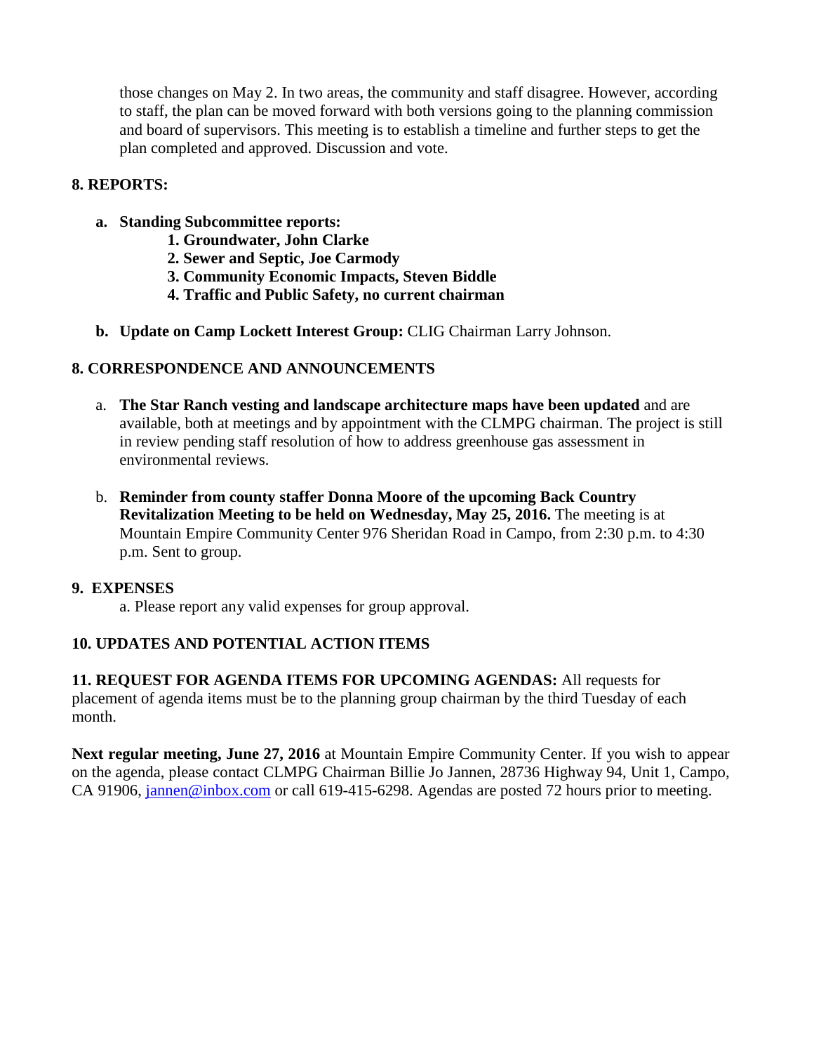those changes on May 2. In two areas, the community and staff disagree. However, according to staff, the plan can be moved forward with both versions going to the planning commission and board of supervisors. This meeting is to establish a timeline and further steps to get the plan completed and approved. Discussion and vote.

**8. REPORTS:**

- **a. Standing Subcommittee reports:**
  - **1. Groundwater, John Clarke**
  - **2. Sewer and Septic, Joe Carmody**
  - **3. Community Economic Impacts, Steven Biddle**
  - **4. Traffic and Public Safety, no current chairman**
- **b. Update on Camp Lockett Interest Group:** CLIG Chairman Larry Johnson.

**8. CORRESPONDENCE AND ANNOUNCEMENTS**

a. **The Star Ranch vesting and landscape architecture maps have been updated** and are available, both at meetings and by appointment with the CLMPG chairman. The project is still in review pending staff resolution of how to address greenhouse gas assessment in environmental reviews.

b. **Reminder from county staffer Donna Moore of the upcoming Back Country Revitalization Meeting to be held on Wednesday, May 25, 2016.** The meeting is at Mountain Empire Community Center 976 Sheridan Road in Campo, from 2:30 p.m. to 4:30 p.m. Sent to group.

**9. EXPENSES**

a. Please report any valid expenses for group approval.

**10. UPDATES AND POTENTIAL ACTION ITEMS**

**11. REQUEST FOR AGENDA ITEMS FOR UPCOMING AGENDAS:** All requests for placement of agenda items must be to the planning group chairman by the third Tuesday of each month.

**Next regular meeting, June 27, 2016** at Mountain Empire Community Center. If you wish to appear on the agenda, please contact CLMPG Chairman Billie Jo Jannen, 28736 Highway 94, Unit 1, Campo, CA 91906, jannen@inbox.com or call 619-415-6298. Agendas are posted 72 hours prior to meeting.